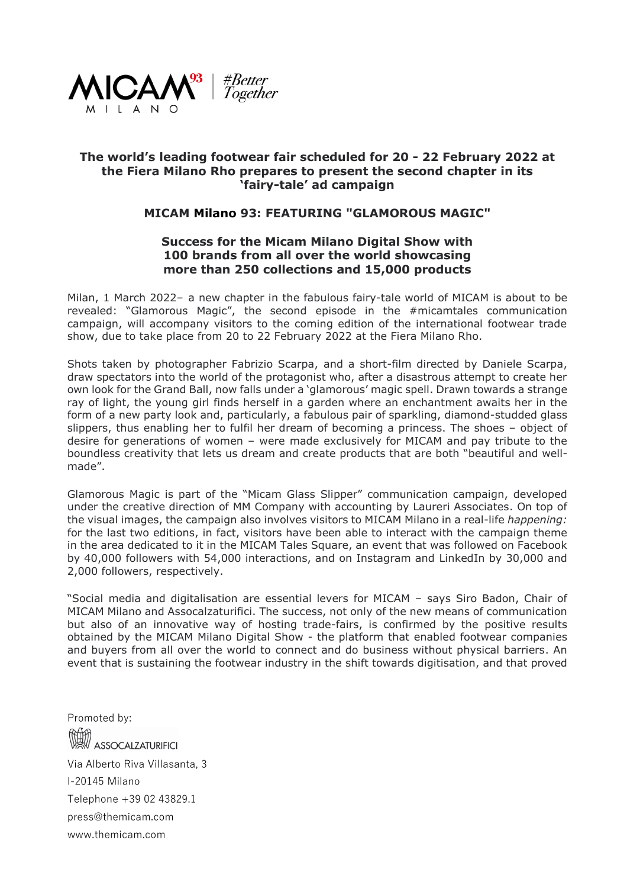**The world's leading footwear fair scheduled for 20 - 22 February 2022 at the Fiera Milano Rho prepares to present the second chapter in its 'fairy-tale' ad campaign**

# MICAM Milano 93: FEATURING "GLAMOROUS MAGIC"

**Success for the Micam Milano Digital Show with 100 brands from all over the world showcasing more than 250 collections and 15,000 products**

Milan, 1 March 2022– a new chapter in the fabulous fairy-tale world of MICAM is about to be revealed: "Glamorous Magic", the second episode in the #micamtales communication campaign, will accompany visitors to the coming edition of the international footwear trade show, due to take place from 20 to 22 February 2022 at the Fiera Milano Rho.

Shots taken by photographer Fabrizio Scarpa, and a short-film directed by Daniele Scarpa, draw spectators into the world of the protagonist who, after a disastrous attempt to create her own look for the Grand Ball, now falls under a 'glamorous' magic spell. Drawn towards a strange ray of light, the young girl finds herself in a garden where an enchantment awaits her in the form of a new party look and, particularly, a fabulous pair of sparkling, diamond-studded glass slippers, thus enabling her to fulfil her dream of becoming a princess. The shoes – object of desire for generations of women – were made exclusively for MICAM and pay tribute to the boundless creativity that lets us dream and create products that are both "beautiful and well-made".

Glamorous Magic is part of the "Micam Glass Slipper" communication campaign, developed under the creative direction of MM Company with accounting by Laureri Associates. On top of the visual images, the campaign also involves visitors to MICAM Milano in a real-life *happening:* for the last two editions, in fact, visitors have been able to interact with the campaign theme in the area dedicated to it in the MICAM Tales Square, an event that was followed on Facebook by 40,000 followers with 54,000 interactions, and on Instagram and LinkedIn by 30,000 and 2,000 followers, respectively.

"Social media and digitalisation are essential levers for MICAM – says Siro Badon, Chair of MICAM Milano and Assocalzaturifici. The success, not only of the new means of communication but also of an innovative way of hosting trade-fairs, is confirmed by the positive results obtained by the MICAM Milano Digital Show - the platform that enabled footwear companies and buyers from all over the world to connect and do business without physical barriers. An event that is sustaining the footwear industry in the shift towards digitisation, and that proved

Promoted by:

ASSOCALZATURIFICI

Via Alberto Riva Villasanta, 3

I-20145 Milano

Telephone +39 02 43829.1

press@themicam.com

www.themicam.com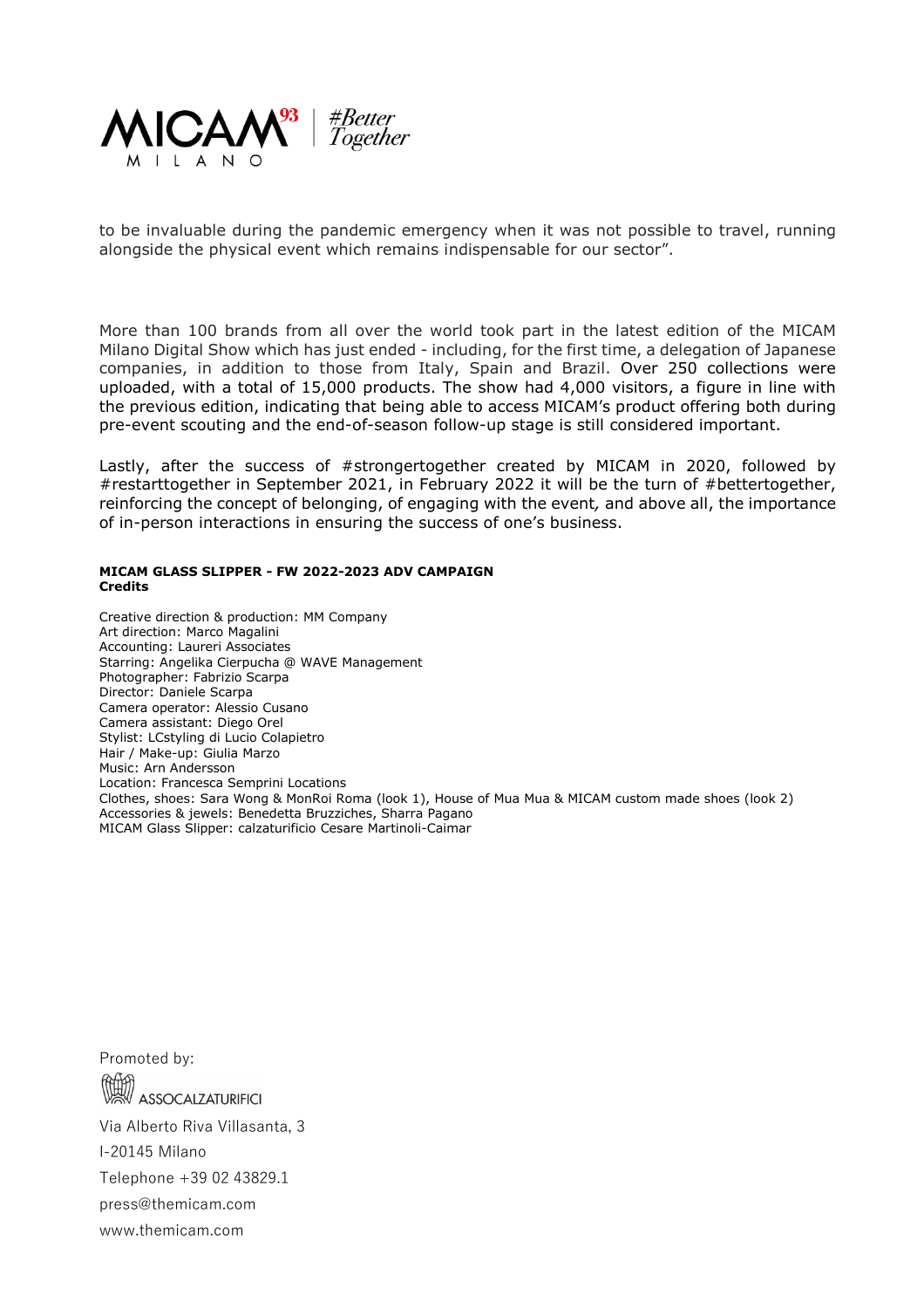to be invaluable during the pandemic emergency when it was not possible to travel, running alongside the physical event which remains indispensable for our sector".

More than 100 brands from all over the world took part in the latest edition of the MICAM Milano Digital Show which has just ended - including, for the first time, a delegation of Japanese companies, in addition to those from Italy, Spain and Brazil. Over 250 collections were uploaded, with a total of 15,000 products. The show had 4,000 visitors, a figure in line with the previous edition, indicating that being able to access MICAM's product offering both during pre-event scouting and the end-of-season follow-up stage is still considered important.

Lastly, after the success of #strongertogether created by MICAM in 2020, followed by #restarttogether in September 2021, in February 2022 it will be the turn of #bettertogether, reinforcing the concept of belonging, of engaging with the event, and above all, the importance of in-person interactions in ensuring the success of one's business.

**MICAM GLASS SLIPPER - FW 2022-2023 ADV CAMPAIGN**
**Credits**

Creative direction & production: MM Company
Art direction: Marco Magalini
Accounting: Laureri Associates
Starring: Angelika Cierpucha @ WAVE Management
Photographer: Fabrizio Scarpa
Director: Daniele Scarpa
Camera operator: Alessio Cusano
Camera assistant: Diego Orel
Stylist: LCstyling di Lucio Colapietro
Hair / Make-up: Giulia Marzo
Music: Arn Andersson
Location: Francesca Semprini Locations
Clothes, shoes: Sara Wong & MonRoi Roma (look 1), House of Mua Mua & MICAM custom made shoes (look 2)
Accessories & jewels: Benedetta Bruzziches, Sharra Pagano
MICAM Glass Slipper: calzaturificio Cesare Martinoli-Caimar

Promoted by:

ASSOCALZATURIFICI

Via Alberto Riva Villasanta, 3
I-20145 Milano
Telephone +39 02 43829.1
press@themicam.com
www.themicam.com